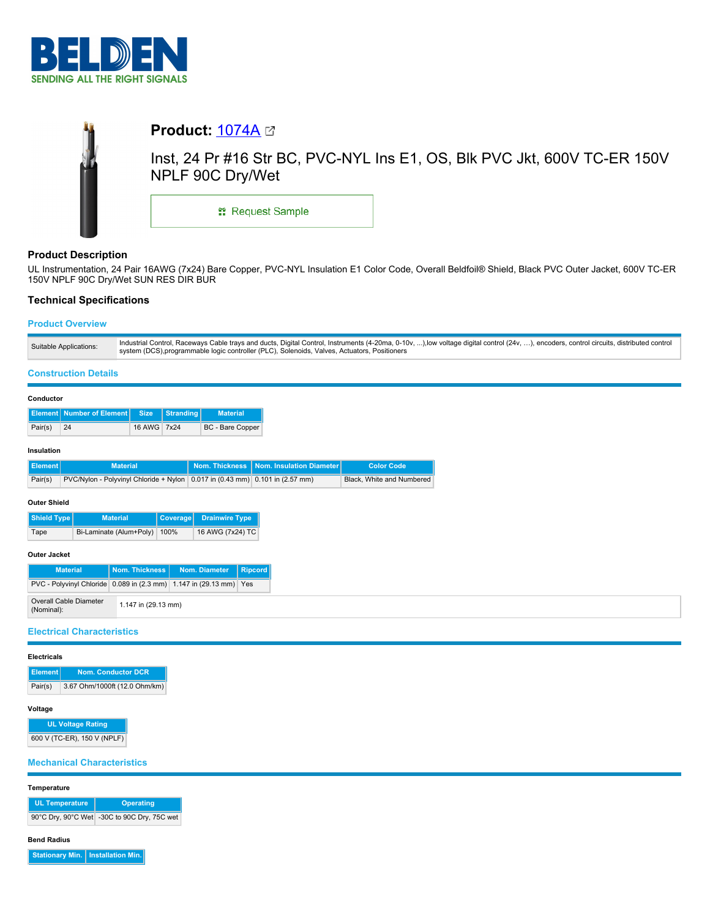# Product: 1074A

Inst, 24 Pr #16 Str BC, PVC-NYL Ins E1, OS, Blk PVC Jkt, 600V TC-ER 150V NPLF 90C Dry/Wet

Request Sample

## Product Description

UL Instrumentation, 24 Pair 16AWG (7x24) Bare Copper, PVC-NYL Insulation E1 Color Code, Overall Beldfoil® Shield, Black PVC Outer Jacket, 600V TC-ER 150V NPLF 90C Dry/Wet SUN RES DIR BUR

## Technical Specifications

### Product Overview

| | |
|---|---|
| Suitable Applications: | Industrial Control, Raceways Cable trays and ducts, Digital Control, Instruments (4-20ma, 0-10v, ...),low voltage digital control (24v, ...), encoders, control circuits, distributed control system (DCS),programmable logic controller (PLC), Solenoids, Valves, Actuators, Positioners |

### Construction Details

**Conductor**

| Element | Number of Element | Size | Stranding | Material |
|---|---|---|---|---|
| Pair(s) | 24 | 16 AWG | 7x24 | BC - Bare Copper |

**Insulation**

| Element | Material | Nom. Thickness | Nom. Insulation Diameter | Color Code |
|---|---|---|---|---|
| Pair(s) | PVC/Nylon - Polyvinyl Chloride + Nylon | 0.017 in (0.43 mm) | 0.101 in (2.57 mm) | Black, White and Numbered |

**Outer Shield**

| Shield Type | Material | Coverage | Drainwire Type |
|---|---|---|---|
| Tape | Bi-Laminate (Alum+Poly) | 100% | 16 AWG (7x24) TC |

**Outer Jacket**

| Material | Nom. Thickness | Nom. Diameter | Ripcord |
|---|---|---|---|
| PVC - Polyvinyl Chloride | 0.089 in (2.3 mm) | 1.147 in (29.13 mm) | Yes |

| | |
|---|---|
| Overall Cable Diameter (Nominal): | 1.147 in (29.13 mm) |

### Electrical Characteristics

**Electricals**

| Element | Nom. Conductor DCR |
|---|---|
| Pair(s) | 3.67 Ohm/1000ft (12.0 Ohm/km) |

**Voltage**

| UL Voltage Rating |
|---|
| 600 V (TC-ER), 150 V (NPLF) |

### Mechanical Characteristics

**Temperature**

| UL Temperature | Operating |
|---|---|
| 90°C Dry, 90°C Wet | -30C to 90C Dry, 75C wet |

**Bend Radius**

| Stationary Min. | Installation Min. |
|---|---|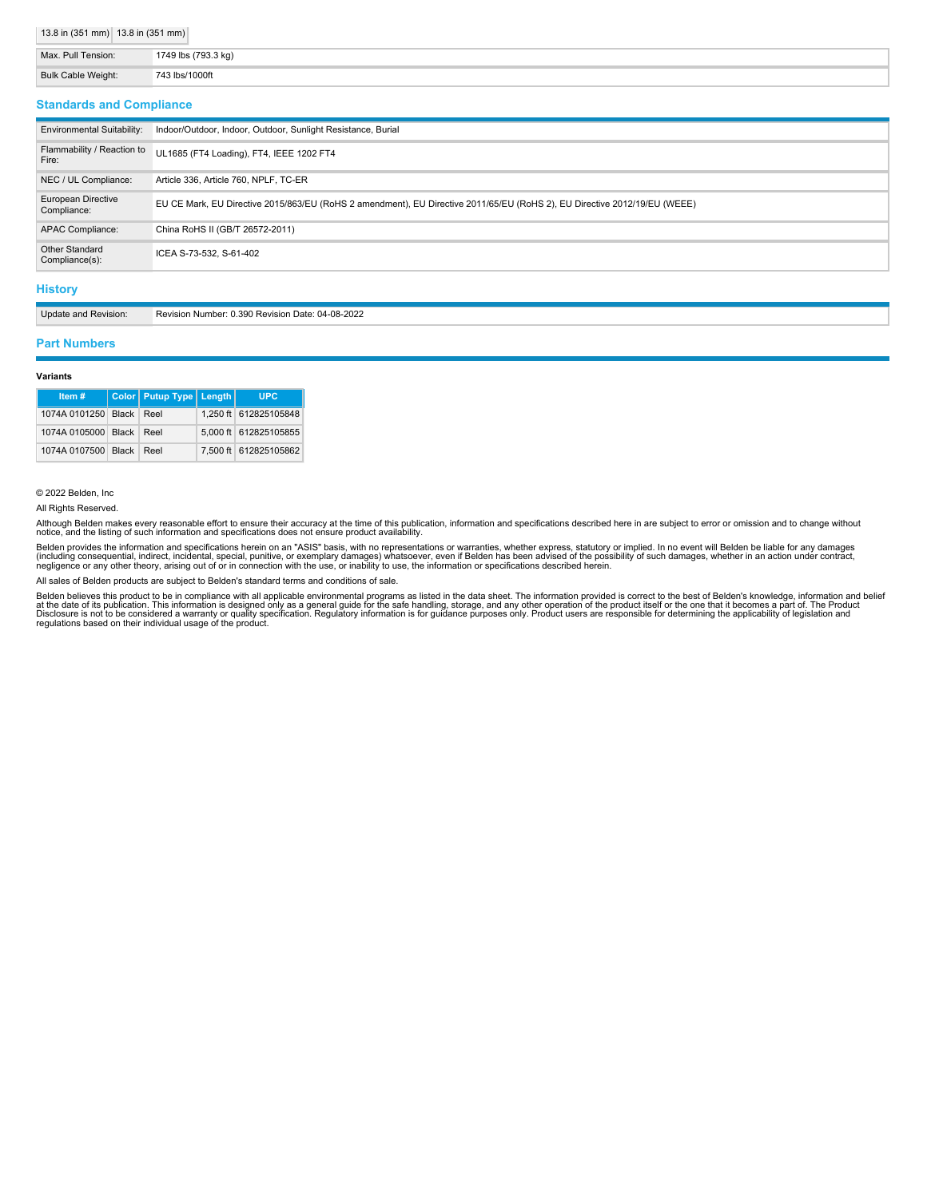| | |
|---|---|
| 13.8 in (351 mm) | 13.8 in (351 mm) |

| | |
|---|---|
| Max. Pull Tension: | 1749 lbs (793.3 kg) |
| Bulk Cable Weight: | 743 lbs/1000ft |

## Standards and Compliance

| | |
|---|---|
| Environmental Suitability: | Indoor/Outdoor, Indoor, Outdoor, Sunlight Resistance, Burial |
| Flammability / Reaction to Fire: | UL1685 (FT4 Loading), FT4, IEEE 1202 FT4 |
| NEC / UL Compliance: | Article 336, Article 760, NPLF, TC-ER |
| European Directive Compliance: | EU CE Mark, EU Directive 2015/863/EU (RoHS 2 amendment), EU Directive 2011/65/EU (RoHS 2), EU Directive 2012/19/EU (WEEE) |
| APAC Compliance: | China RoHS II (GB/T 26572-2011) |
| Other Standard Compliance(s): | ICEA S-73-532, S-61-402 |

## History

| | |
|---|---|
| Update and Revision: | Revision Number: 0.390 Revision Date: 04-08-2022 |

## Part Numbers

**Variants**

| Item # | Color | Putup Type | Length | UPC |
|---|---|---|---|---|
| 1074A 0101250 | Black | Reel | 1,250 ft | 612825105848 |
| 1074A 0105000 | Black | Reel | 5,000 ft | 612825105855 |
| 1074A 0107500 | Black | Reel | 7,500 ft | 612825105862 |

© 2022 Belden, Inc

All Rights Reserved.

Although Belden makes every reasonable effort to ensure their accuracy at the time of this publication, information and specifications described here in are subject to error or omission and to change without notice, and the listing of such information and specifications does not ensure product availability.

Belden provides the information and specifications herein on an "ASIS" basis, with no representations or warranties, whether express, statutory or implied. In no event will Belden be liable for any damages (including consequential, indirect, incidental, special, punitive, or exemplary damages) whatsoever, even if Belden has been advised of the possibility of such damages, whether in an action under contract, negligence or any other theory, arising out of or in connection with the use, or inability to use, the information or specifications described herein.

All sales of Belden products are subject to Belden's standard terms and conditions of sale.

Belden believes this product to be in compliance with all applicable environmental programs as listed in the data sheet. The information provided is correct to the best of Belden's knowledge, information and belief at the date of its publication. This information is designed only as a general guide for the safe handling, storage, and any other operation of the product itself or the one that it becomes a part of. The Product Disclosure is not to be considered a warranty or quality specification. Regulatory information is for guidance purposes only. Product users are responsible for determining the applicability of legislation and regulations based on their individual usage of the product.